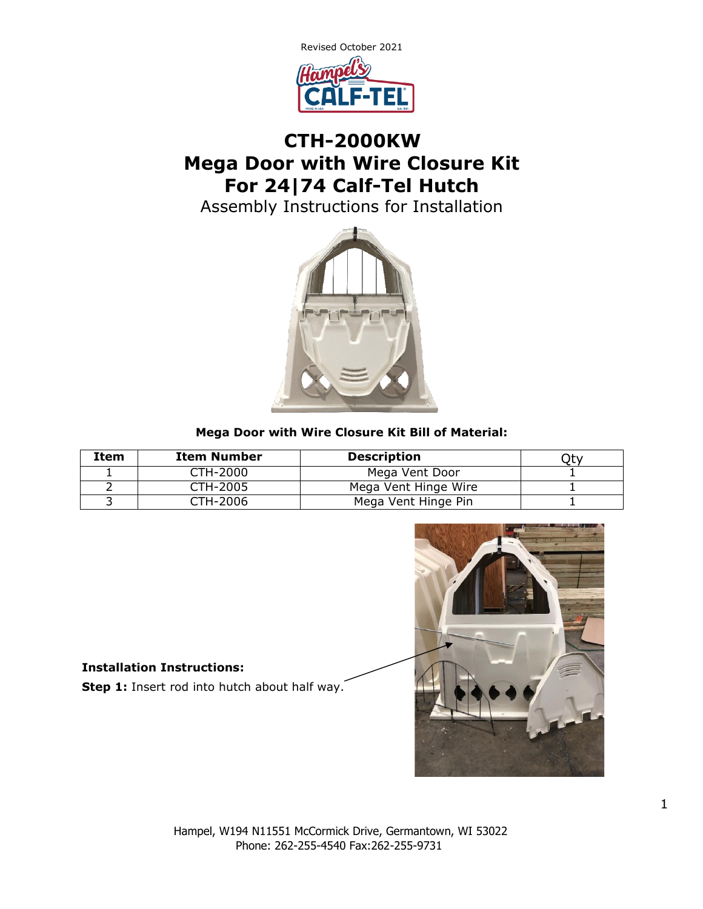Revised October 2021

# CTH-2000KW
# Mega Door with Wire Closure Kit
# For 24|74 Calf-Tel Hutch

Assembly Instructions for Installation

**Mega Door with Wire Closure Kit Bill of Material:**

| Item | Item Number | Description | Qty |
|---|---|---|---|
| 1 | CTH-2000 | Mega Vent Door | 1 |
| 2 | CTH-2005 | Mega Vent Hinge Wire | 1 |
| 3 | CTH-2006 | Mega Vent Hinge Pin | 1 |

**Installation Instructions:**

**Step 1:** Insert rod into hutch about half way.

Hampel, W194 N11551 McCormick Drive, Germantown, WI 53022
Phone: 262-255-4540 Fax:262-255-9731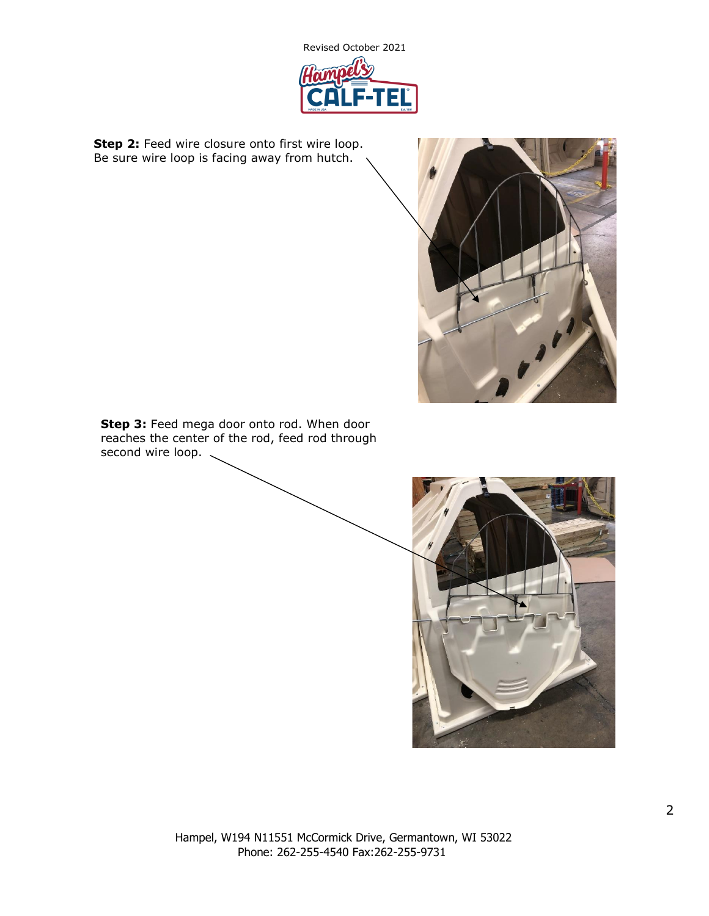**Step 2:** Feed wire closure onto first wire loop. Be sure wire loop is facing away from hutch.

**Step 3:** Feed mega door onto rod. When door reaches the center of the rod, feed rod through second wire loop.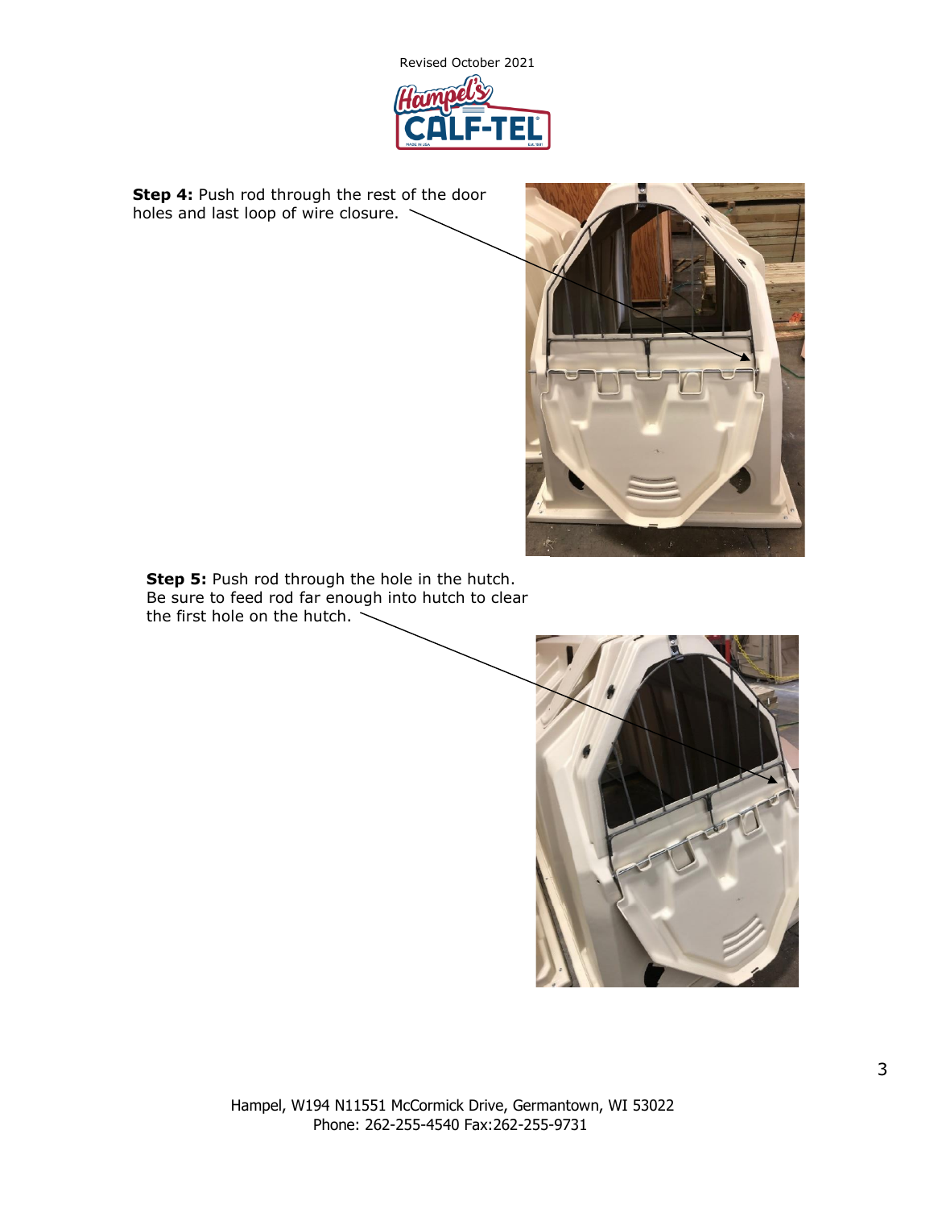**Step 4:** Push rod through the rest of the door holes and last loop of wire closure.

**Step 5:** Push rod through the hole in the hutch. Be sure to feed rod far enough into hutch to clear the first hole on the hutch.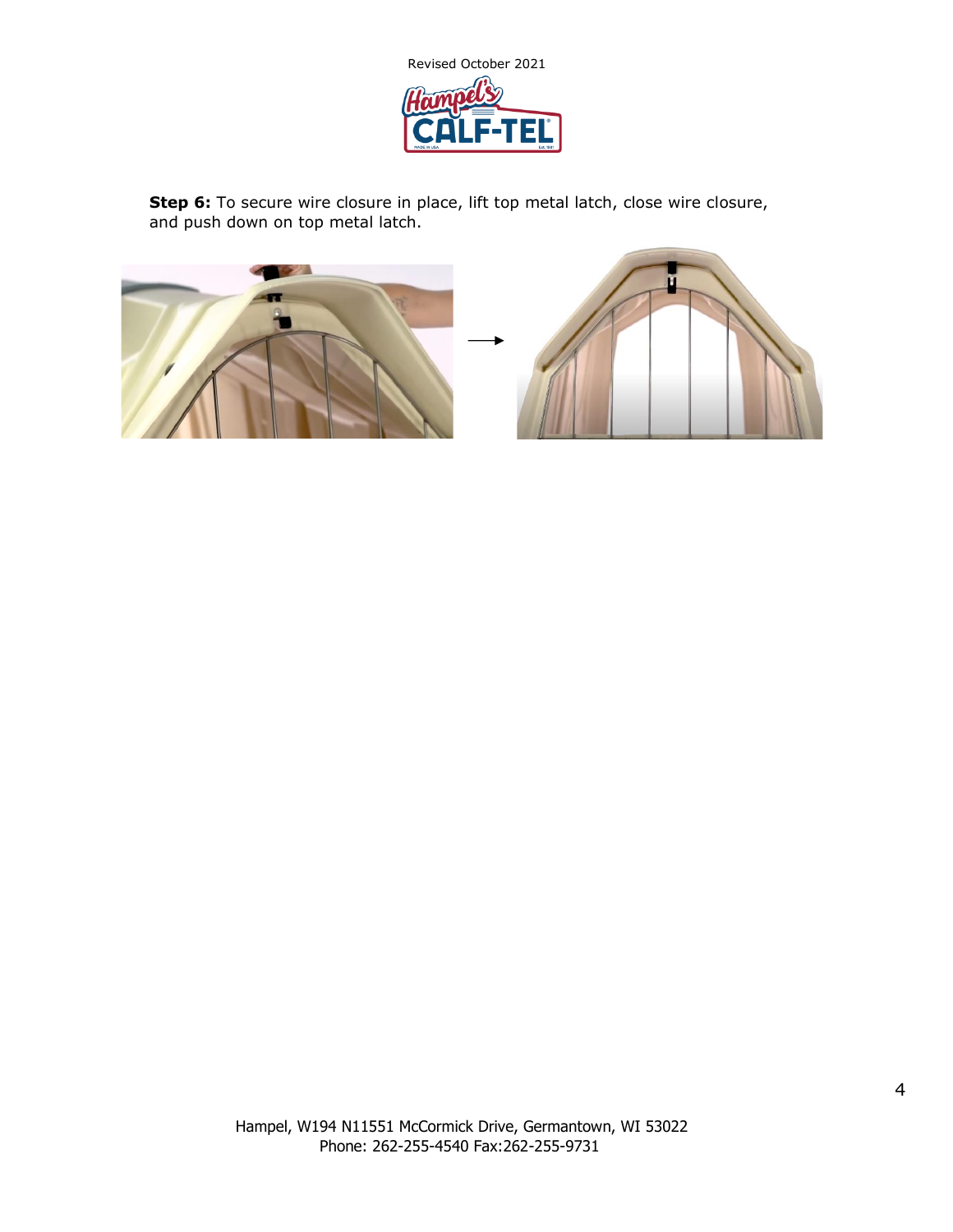**Step 6:** To secure wire closure in place, lift top metal latch, close wire closure, and push down on top metal latch.